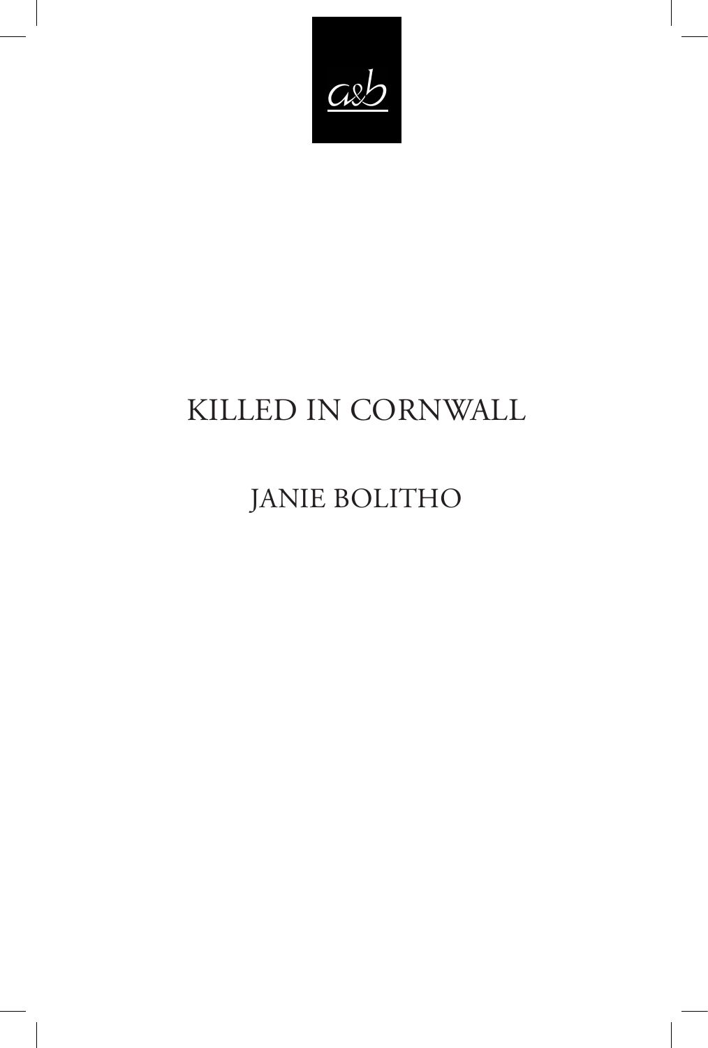a&b

# KILLED IN CORNWALL

JANIE BOLITHO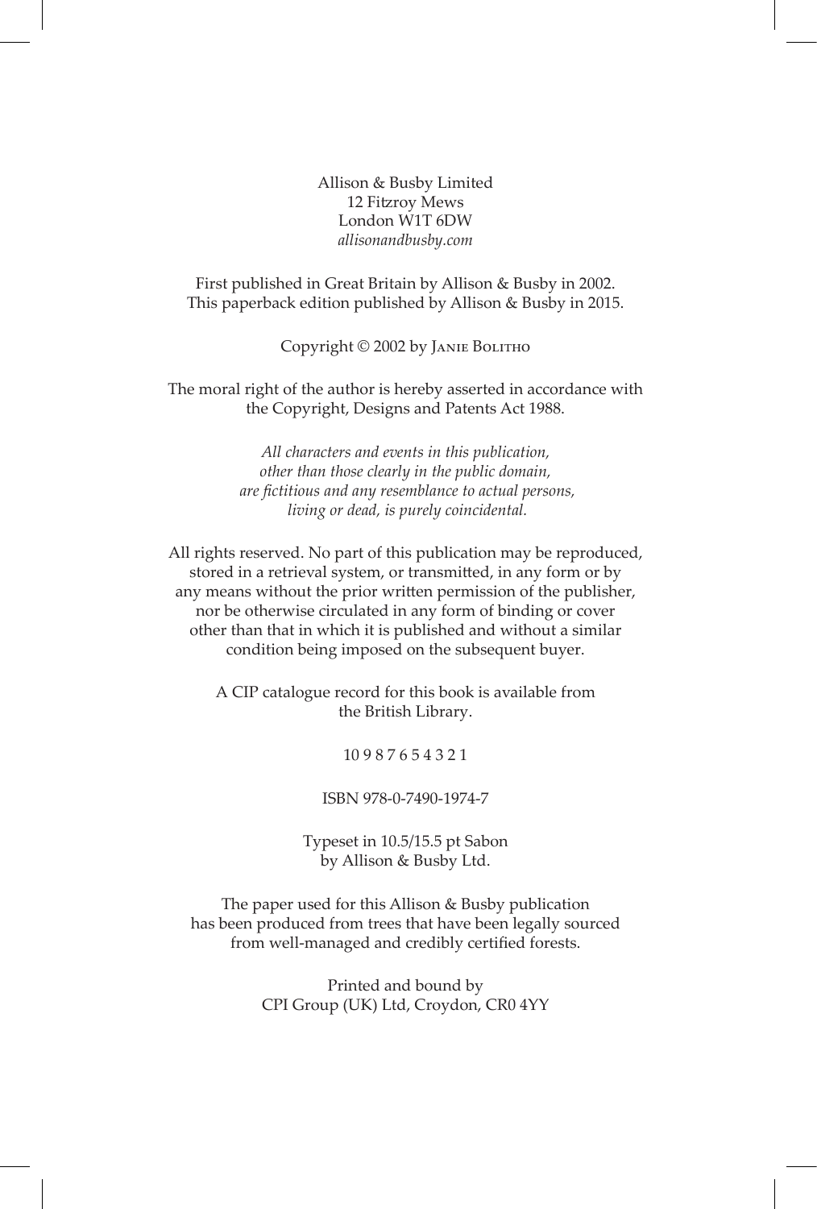Allison & Busby Limited
12 Fitzroy Mews
London W1T 6DW
*allisonandbusby.com*

First published in Great Britain by Allison & Busby in 2002.
This paperback edition published by Allison & Busby in 2015.

Copyright © 2002 by Janie Bolitho

The moral right of the author is hereby asserted in accordance with the Copyright, Designs and Patents Act 1988.

*All characters and events in this publication, other than those clearly in the public domain, are fictitious and any resemblance to actual persons, living or dead, is purely coincidental.*

All rights reserved. No part of this publication may be reproduced, stored in a retrieval system, or transmitted, in any form or by any means without the prior written permission of the publisher, nor be otherwise circulated in any form of binding or cover other than that in which it is published and without a similar condition being imposed on the subsequent buyer.

A CIP catalogue record for this book is available from the British Library.

10 9 8 7 6 5 4 3 2 1

ISBN 978-0-7490-1974-7

Typeset in 10.5/15.5 pt Sabon
by Allison & Busby Ltd.

The paper used for this Allison & Busby publication has been produced from trees that have been legally sourced from well-managed and credibly certified forests.

Printed and bound by
CPI Group (UK) Ltd, Croydon, CR0 4YY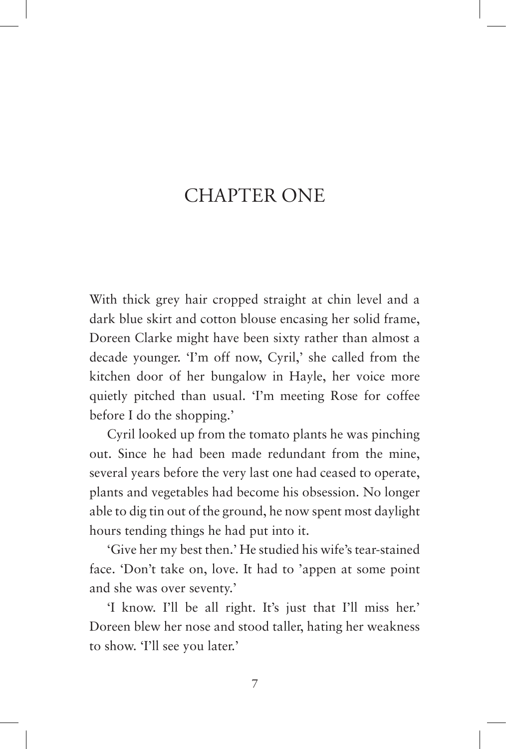# CHAPTER ONE

With thick grey hair cropped straight at chin level and a dark blue skirt and cotton blouse encasing her solid frame, Doreen Clarke might have been sixty rather than almost a decade younger. 'I'm off now, Cyril,' she called from the kitchen door of her bungalow in Hayle, her voice more quietly pitched than usual. 'I'm meeting Rose for coffee before I do the shopping.'

Cyril looked up from the tomato plants he was pinching out. Since he had been made redundant from the mine, several years before the very last one had ceased to operate, plants and vegetables had become his obsession. No longer able to dig tin out of the ground, he now spent most daylight hours tending things he had put into it.

'Give her my best then.' He studied his wife's tear-stained face. 'Don't take on, love. It had to 'appen at some point and she was over seventy.'

'I know. I'll be all right. It's just that I'll miss her.' Doreen blew her nose and stood taller, hating her weakness to show. 'I'll see you later.'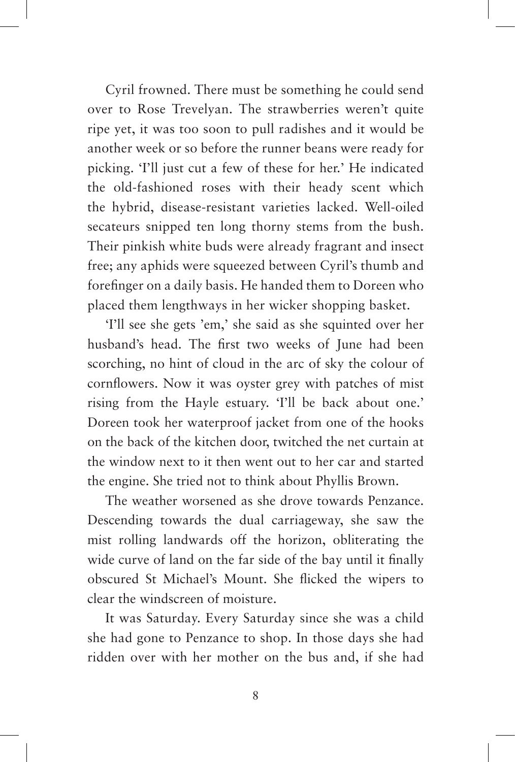Cyril frowned. There must be something he could send over to Rose Trevelyan. The strawberries weren't quite ripe yet, it was too soon to pull radishes and it would be another week or so before the runner beans were ready for picking. 'I'll just cut a few of these for her.' He indicated the old-fashioned roses with their heady scent which the hybrid, disease-resistant varieties lacked. Well-oiled secateurs snipped ten long thorny stems from the bush. Their pinkish white buds were already fragrant and insect free; any aphids were squeezed between Cyril's thumb and forefinger on a daily basis. He handed them to Doreen who placed them lengthways in her wicker shopping basket.

'I'll see she gets 'em,' she said as she squinted over her husband's head. The first two weeks of June had been scorching, no hint of cloud in the arc of sky the colour of cornflowers. Now it was oyster grey with patches of mist rising from the Hayle estuary. 'I'll be back about one.' Doreen took her waterproof jacket from one of the hooks on the back of the kitchen door, twitched the net curtain at the window next to it then went out to her car and started the engine. She tried not to think about Phyllis Brown.

The weather worsened as she drove towards Penzance. Descending towards the dual carriageway, she saw the mist rolling landwards off the horizon, obliterating the wide curve of land on the far side of the bay until it finally obscured St Michael's Mount. She flicked the wipers to clear the windscreen of moisture.

It was Saturday. Every Saturday since she was a child she had gone to Penzance to shop. In those days she had ridden over with her mother on the bus and, if she had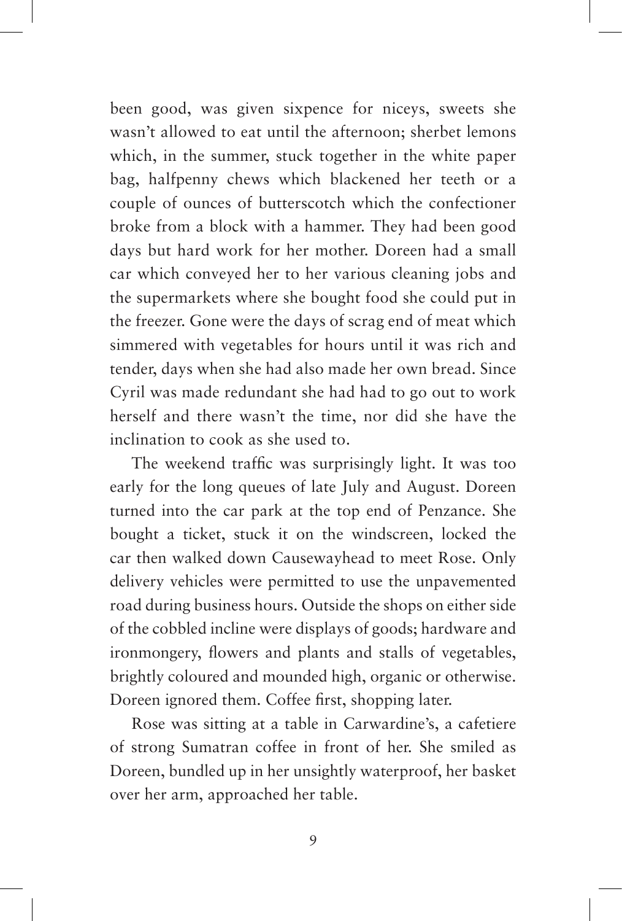been good, was given sixpence for niceys, sweets she wasn't allowed to eat until the afternoon; sherbet lemons which, in the summer, stuck together in the white paper bag, halfpenny chews which blackened her teeth or a couple of ounces of butterscotch which the confectioner broke from a block with a hammer. They had been good days but hard work for her mother. Doreen had a small car which conveyed her to her various cleaning jobs and the supermarkets where she bought food she could put in the freezer. Gone were the days of scrag end of meat which simmered with vegetables for hours until it was rich and tender, days when she had also made her own bread. Since Cyril was made redundant she had had to go out to work herself and there wasn't the time, nor did she have the inclination to cook as she used to.

The weekend traffic was surprisingly light. It was too early for the long queues of late July and August. Doreen turned into the car park at the top end of Penzance. She bought a ticket, stuck it on the windscreen, locked the car then walked down Causewayhead to meet Rose. Only delivery vehicles were permitted to use the unpavemented road during business hours. Outside the shops on either side of the cobbled incline were displays of goods; hardware and ironmongery, flowers and plants and stalls of vegetables, brightly coloured and mounded high, organic or otherwise. Doreen ignored them. Coffee first, shopping later.

Rose was sitting at a table in Carwardine's, a cafetiere of strong Sumatran coffee in front of her. She smiled as Doreen, bundled up in her unsightly waterproof, her basket over her arm, approached her table.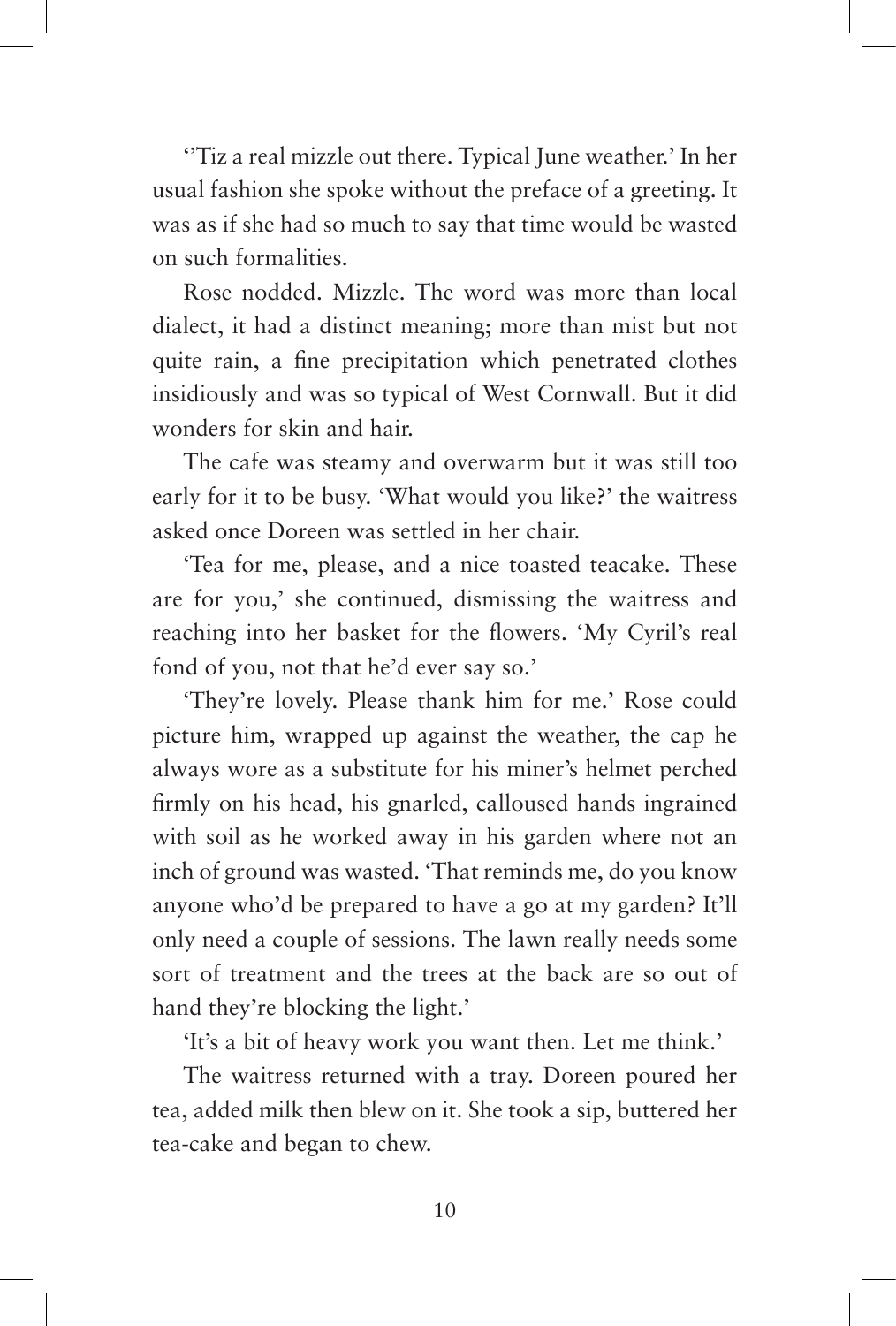''Tiz a real mizzle out there. Typical June weather.' In her usual fashion she spoke without the preface of a greeting. It was as if she had so much to say that time would be wasted on such formalities.

Rose nodded. Mizzle. The word was more than local dialect, it had a distinct meaning; more than mist but not quite rain, a fine precipitation which penetrated clothes insidiously and was so typical of West Cornwall. But it did wonders for skin and hair.

The cafe was steamy and overwarm but it was still too early for it to be busy. 'What would you like?' the waitress asked once Doreen was settled in her chair.

'Tea for me, please, and a nice toasted teacake. These are for you,' she continued, dismissing the waitress and reaching into her basket for the flowers. 'My Cyril's real fond of you, not that he'd ever say so.'

'They're lovely. Please thank him for me.' Rose could picture him, wrapped up against the weather, the cap he always wore as a substitute for his miner's helmet perched firmly on his head, his gnarled, calloused hands ingrained with soil as he worked away in his garden where not an inch of ground was wasted. 'That reminds me, do you know anyone who'd be prepared to have a go at my garden? It'll only need a couple of sessions. The lawn really needs some sort of treatment and the trees at the back are so out of hand they're blocking the light.'

'It's a bit of heavy work you want then. Let me think.'

The waitress returned with a tray. Doreen poured her tea, added milk then blew on it. She took a sip, buttered her tea-cake and began to chew.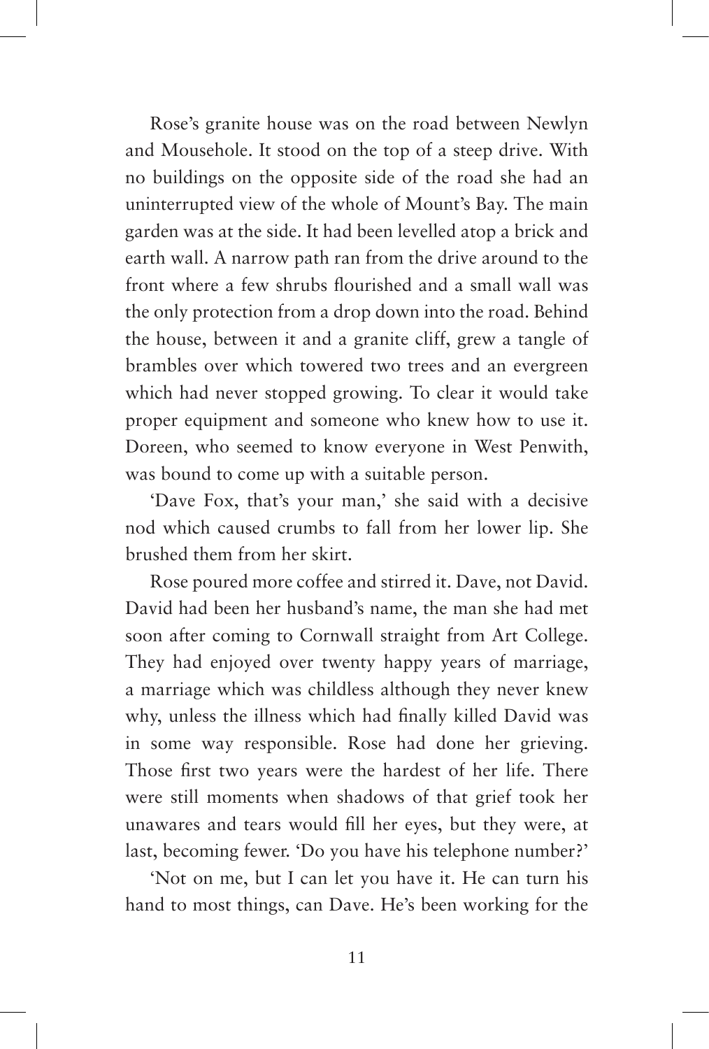Rose's granite house was on the road between Newlyn and Mousehole. It stood on the top of a steep drive. With no buildings on the opposite side of the road she had an uninterrupted view of the whole of Mount's Bay. The main garden was at the side. It had been levelled atop a brick and earth wall. A narrow path ran from the drive around to the front where a few shrubs flourished and a small wall was the only protection from a drop down into the road. Behind the house, between it and a granite cliff, grew a tangle of brambles over which towered two trees and an evergreen which had never stopped growing. To clear it would take proper equipment and someone who knew how to use it. Doreen, who seemed to know everyone in West Penwith, was bound to come up with a suitable person.

'Dave Fox, that's your man,' she said with a decisive nod which caused crumbs to fall from her lower lip. She brushed them from her skirt.

Rose poured more coffee and stirred it. Dave, not David. David had been her husband's name, the man she had met soon after coming to Cornwall straight from Art College. They had enjoyed over twenty happy years of marriage, a marriage which was childless although they never knew why, unless the illness which had finally killed David was in some way responsible. Rose had done her grieving. Those first two years were the hardest of her life. There were still moments when shadows of that grief took her unawares and tears would fill her eyes, but they were, at last, becoming fewer. 'Do you have his telephone number?'

'Not on me, but I can let you have it. He can turn his hand to most things, can Dave. He's been working for the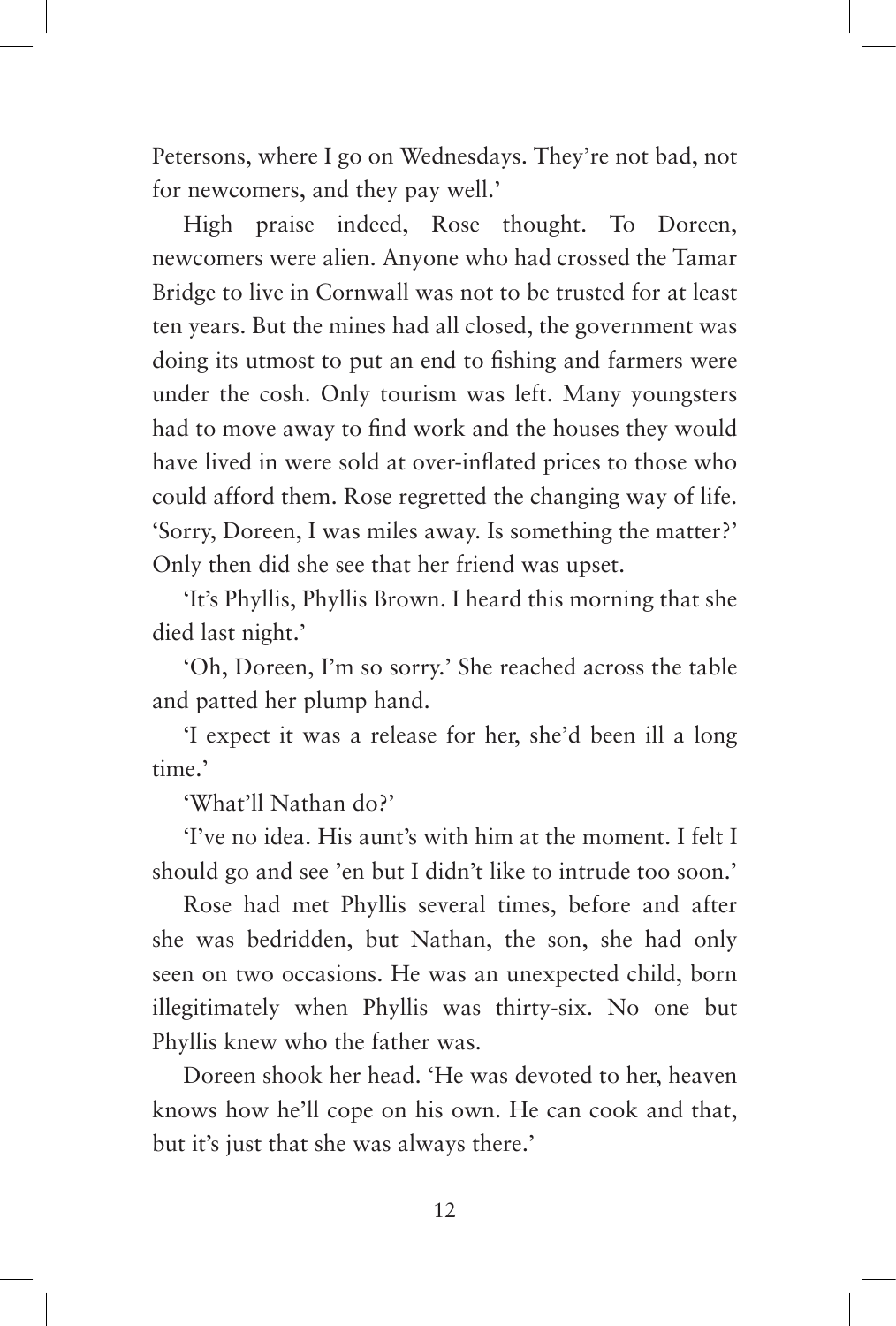Petersons, where I go on Wednesdays. They're not bad, not for newcomers, and they pay well.'

High praise indeed, Rose thought. To Doreen, newcomers were alien. Anyone who had crossed the Tamar Bridge to live in Cornwall was not to be trusted for at least ten years. But the mines had all closed, the government was doing its utmost to put an end to fishing and farmers were under the cosh. Only tourism was left. Many youngsters had to move away to find work and the houses they would have lived in were sold at over-inflated prices to those who could afford them. Rose regretted the changing way of life. 'Sorry, Doreen, I was miles away. Is something the matter?' Only then did she see that her friend was upset.

'It's Phyllis, Phyllis Brown. I heard this morning that she died last night.'

'Oh, Doreen, I'm so sorry.' She reached across the table and patted her plump hand.

'I expect it was a release for her, she'd been ill a long time.'

'What'll Nathan do?'

'I've no idea. His aunt's with him at the moment. I felt I should go and see 'en but I didn't like to intrude too soon.'

Rose had met Phyllis several times, before and after she was bedridden, but Nathan, the son, she had only seen on two occasions. He was an unexpected child, born illegitimately when Phyllis was thirty-six. No one but Phyllis knew who the father was.

Doreen shook her head. 'He was devoted to her, heaven knows how he'll cope on his own. He can cook and that, but it's just that she was always there.'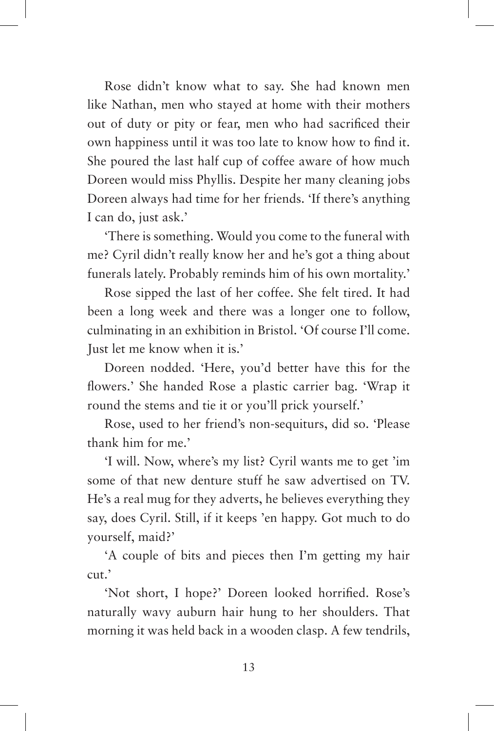Rose didn't know what to say. She had known men like Nathan, men who stayed at home with their mothers out of duty or pity or fear, men who had sacrificed their own happiness until it was too late to know how to find it. She poured the last half cup of coffee aware of how much Doreen would miss Phyllis. Despite her many cleaning jobs Doreen always had time for her friends. 'If there's anything I can do, just ask.'

'There is something. Would you come to the funeral with me? Cyril didn't really know her and he's got a thing about funerals lately. Probably reminds him of his own mortality.'

Rose sipped the last of her coffee. She felt tired. It had been a long week and there was a longer one to follow, culminating in an exhibition in Bristol. 'Of course I'll come. Just let me know when it is.'

Doreen nodded. 'Here, you'd better have this for the flowers.' She handed Rose a plastic carrier bag. 'Wrap it round the stems and tie it or you'll prick yourself.'

Rose, used to her friend's non-sequiturs, did so. 'Please thank him for me.'

'I will. Now, where's my list? Cyril wants me to get 'im some of that new denture stuff he saw advertised on TV. He's a real mug for they adverts, he believes everything they say, does Cyril. Still, if it keeps 'en happy. Got much to do yourself, maid?'

'A couple of bits and pieces then I'm getting my hair cut.'

'Not short, I hope?' Doreen looked horrified. Rose's naturally wavy auburn hair hung to her shoulders. That morning it was held back in a wooden clasp. A few tendrils,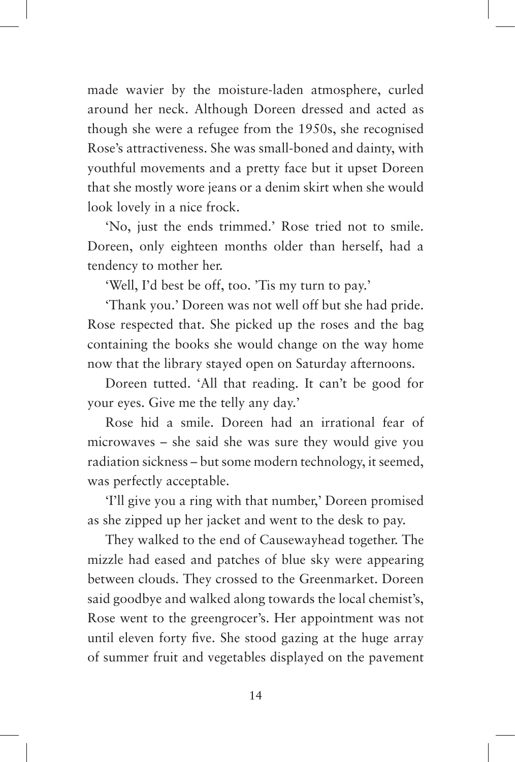made wavier by the moisture-laden atmosphere, curled around her neck. Although Doreen dressed and acted as though she were a refugee from the 1950s, she recognised Rose's attractiveness. She was small-boned and dainty, with youthful movements and a pretty face but it upset Doreen that she mostly wore jeans or a denim skirt when she would look lovely in a nice frock.

'No, just the ends trimmed.' Rose tried not to smile. Doreen, only eighteen months older than herself, had a tendency to mother her.

'Well, I'd best be off, too. 'Tis my turn to pay.'

'Thank you.' Doreen was not well off but she had pride. Rose respected that. She picked up the roses and the bag containing the books she would change on the way home now that the library stayed open on Saturday afternoons.

Doreen tutted. 'All that reading. It can't be good for your eyes. Give me the telly any day.'

Rose hid a smile. Doreen had an irrational fear of microwaves – she said she was sure they would give you radiation sickness – but some modern technology, it seemed, was perfectly acceptable.

'I'll give you a ring with that number,' Doreen promised as she zipped up her jacket and went to the desk to pay.

They walked to the end of Causewayhead together. The mizzle had eased and patches of blue sky were appearing between clouds. They crossed to the Greenmarket. Doreen said goodbye and walked along towards the local chemist's, Rose went to the greengrocer's. Her appointment was not until eleven forty five. She stood gazing at the huge array of summer fruit and vegetables displayed on the pavement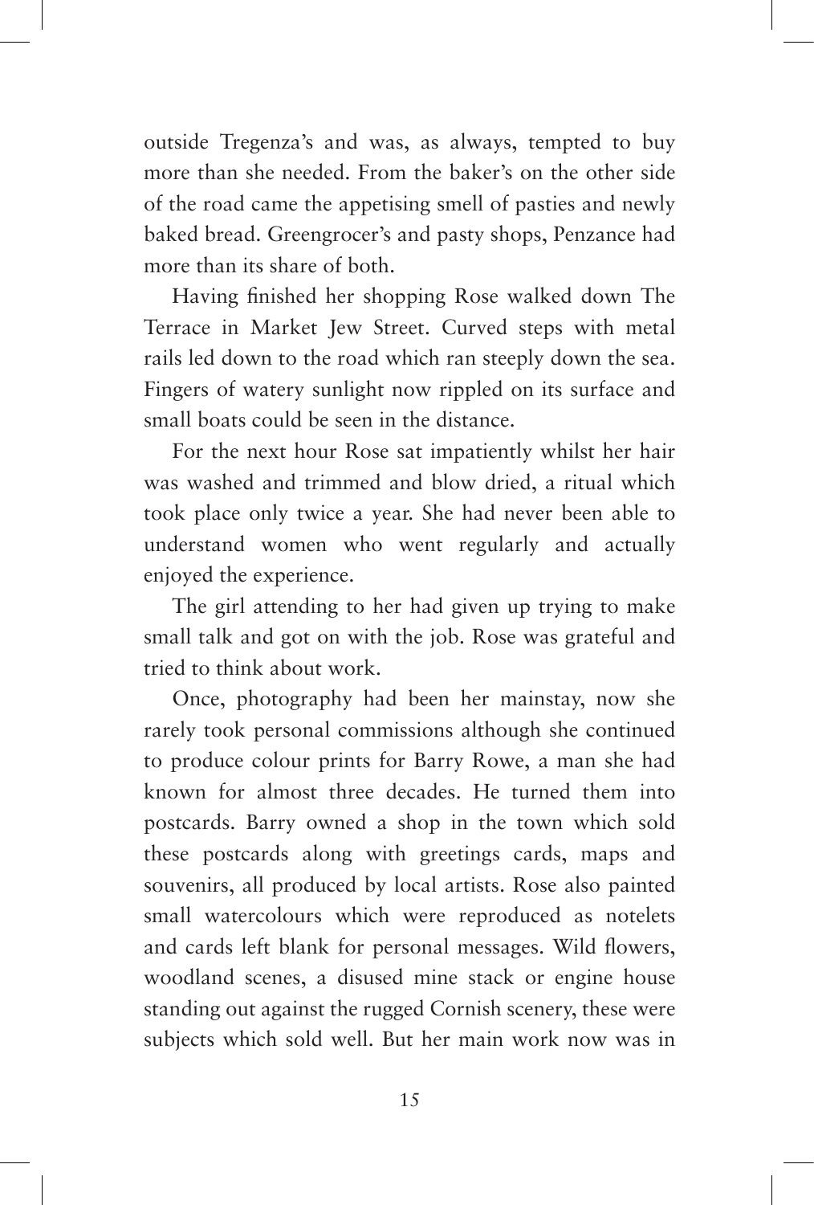outside Tregenza's and was, as always, tempted to buy more than she needed. From the baker's on the other side of the road came the appetising smell of pasties and newly baked bread. Greengrocer's and pasty shops, Penzance had more than its share of both.

Having finished her shopping Rose walked down The Terrace in Market Jew Street. Curved steps with metal rails led down to the road which ran steeply down the sea. Fingers of watery sunlight now rippled on its surface and small boats could be seen in the distance.

For the next hour Rose sat impatiently whilst her hair was washed and trimmed and blow dried, a ritual which took place only twice a year. She had never been able to understand women who went regularly and actually enjoyed the experience.

The girl attending to her had given up trying to make small talk and got on with the job. Rose was grateful and tried to think about work.

Once, photography had been her mainstay, now she rarely took personal commissions although she continued to produce colour prints for Barry Rowe, a man she had known for almost three decades. He turned them into postcards. Barry owned a shop in the town which sold these postcards along with greetings cards, maps and souvenirs, all produced by local artists. Rose also painted small watercolours which were reproduced as notelets and cards left blank for personal messages. Wild flowers, woodland scenes, a disused mine stack or engine house standing out against the rugged Cornish scenery, these were subjects which sold well. But her main work now was in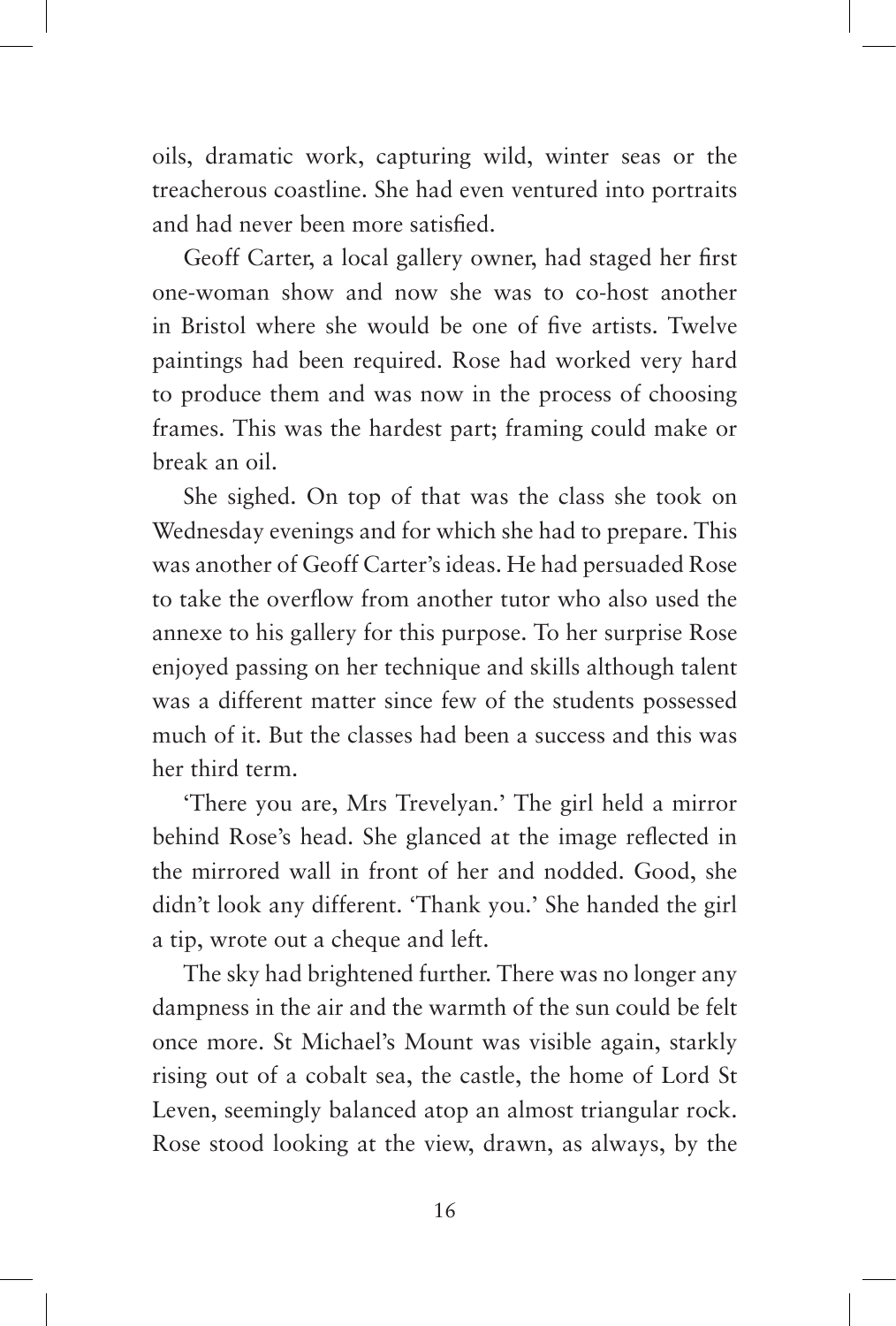oils, dramatic work, capturing wild, winter seas or the treacherous coastline. She had even ventured into portraits and had never been more satisfied.

Geoff Carter, a local gallery owner, had staged her first one-woman show and now she was to co-host another in Bristol where she would be one of five artists. Twelve paintings had been required. Rose had worked very hard to produce them and was now in the process of choosing frames. This was the hardest part; framing could make or break an oil.

She sighed. On top of that was the class she took on Wednesday evenings and for which she had to prepare. This was another of Geoff Carter's ideas. He had persuaded Rose to take the overflow from another tutor who also used the annexe to his gallery for this purpose. To her surprise Rose enjoyed passing on her technique and skills although talent was a different matter since few of the students possessed much of it. But the classes had been a success and this was her third term.

'There you are, Mrs Trevelyan.' The girl held a mirror behind Rose's head. She glanced at the image reflected in the mirrored wall in front of her and nodded. Good, she didn't look any different. 'Thank you.' She handed the girl a tip, wrote out a cheque and left.

The sky had brightened further. There was no longer any dampness in the air and the warmth of the sun could be felt once more. St Michael's Mount was visible again, starkly rising out of a cobalt sea, the castle, the home of Lord St Leven, seemingly balanced atop an almost triangular rock. Rose stood looking at the view, drawn, as always, by the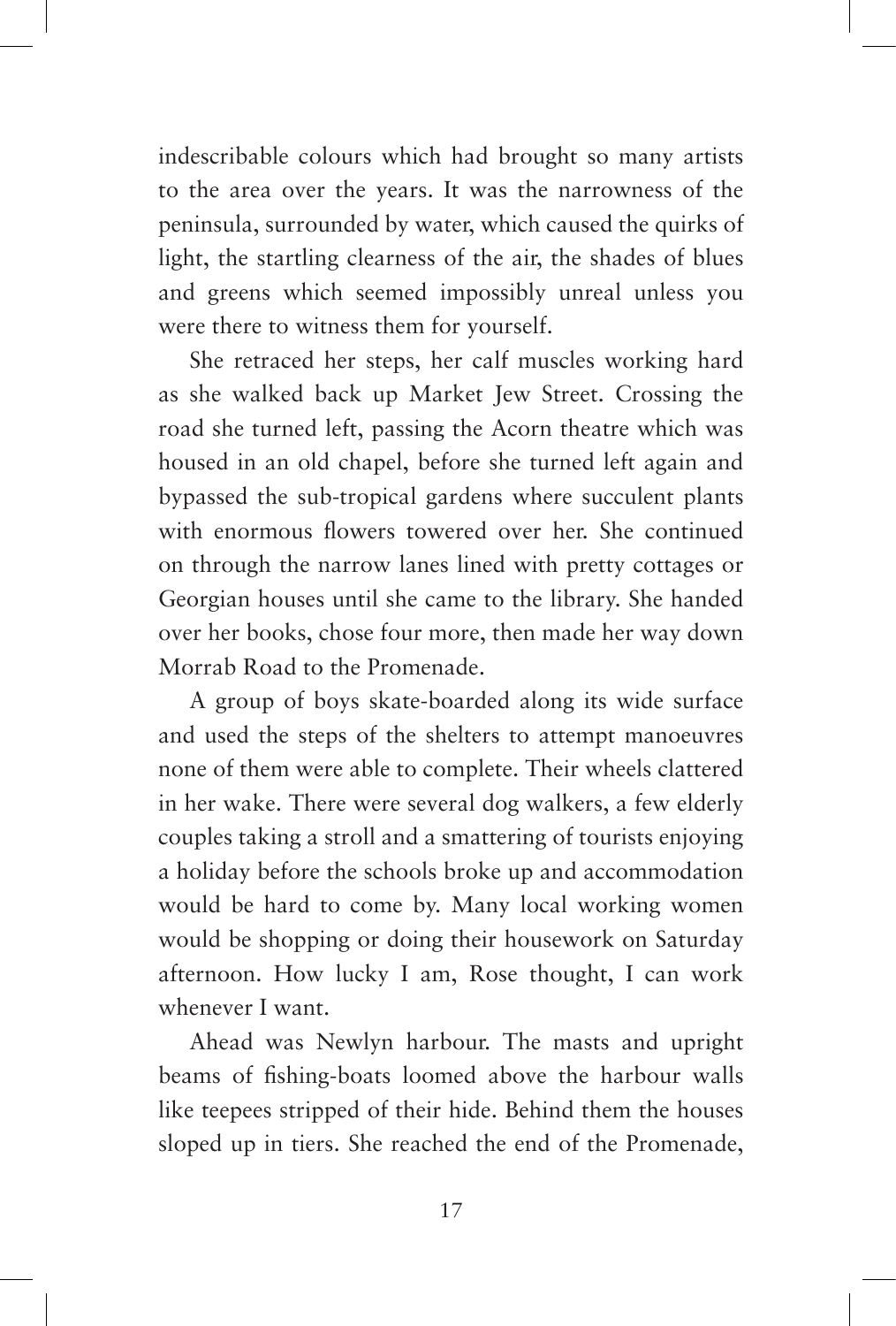indescribable colours which had brought so many artists to the area over the years. It was the narrowness of the peninsula, surrounded by water, which caused the quirks of light, the startling clearness of the air, the shades of blues and greens which seemed impossibly unreal unless you were there to witness them for yourself.

She retraced her steps, her calf muscles working hard as she walked back up Market Jew Street. Crossing the road she turned left, passing the Acorn theatre which was housed in an old chapel, before she turned left again and bypassed the sub-tropical gardens where succulent plants with enormous flowers towered over her. She continued on through the narrow lanes lined with pretty cottages or Georgian houses until she came to the library. She handed over her books, chose four more, then made her way down Morrab Road to the Promenade.

A group of boys skate-boarded along its wide surface and used the steps of the shelters to attempt manoeuvres none of them were able to complete. Their wheels clattered in her wake. There were several dog walkers, a few elderly couples taking a stroll and a smattering of tourists enjoying a holiday before the schools broke up and accommodation would be hard to come by. Many local working women would be shopping or doing their housework on Saturday afternoon. How lucky I am, Rose thought, I can work whenever I want.

Ahead was Newlyn harbour. The masts and upright beams of fishing-boats loomed above the harbour walls like teepees stripped of their hide. Behind them the houses sloped up in tiers. She reached the end of the Promenade,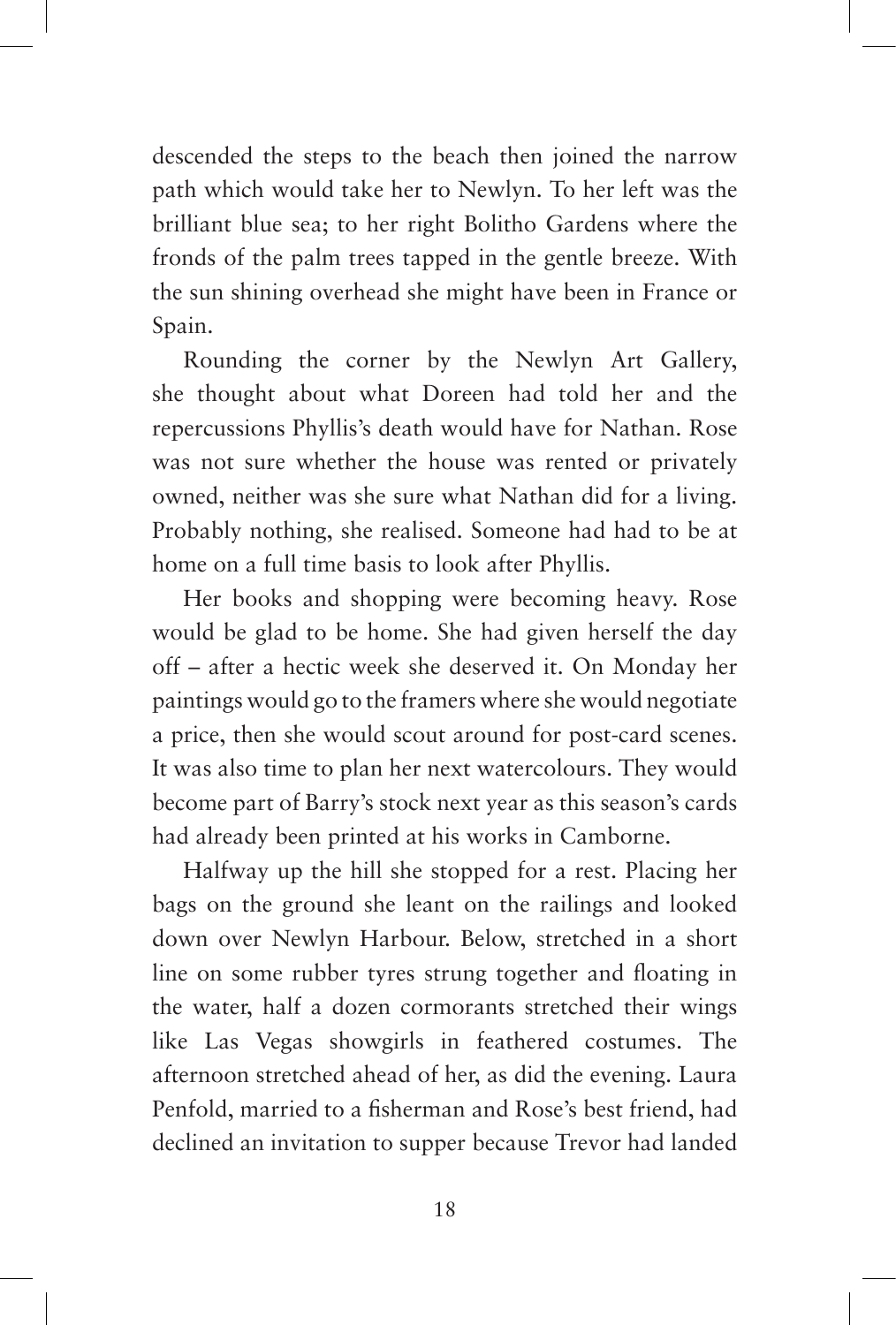descended the steps to the beach then joined the narrow path which would take her to Newlyn. To her left was the brilliant blue sea; to her right Bolitho Gardens where the fronds of the palm trees tapped in the gentle breeze. With the sun shining overhead she might have been in France or Spain.

Rounding the corner by the Newlyn Art Gallery, she thought about what Doreen had told her and the repercussions Phyllis's death would have for Nathan. Rose was not sure whether the house was rented or privately owned, neither was she sure what Nathan did for a living. Probably nothing, she realised. Someone had had to be at home on a full time basis to look after Phyllis.

Her books and shopping were becoming heavy. Rose would be glad to be home. She had given herself the day off – after a hectic week she deserved it. On Monday her paintings would go to the framers where she would negotiate a price, then she would scout around for post-card scenes. It was also time to plan her next watercolours. They would become part of Barry's stock next year as this season's cards had already been printed at his works in Camborne.

Halfway up the hill she stopped for a rest. Placing her bags on the ground she leant on the railings and looked down over Newlyn Harbour. Below, stretched in a short line on some rubber tyres strung together and floating in the water, half a dozen cormorants stretched their wings like Las Vegas showgirls in feathered costumes. The afternoon stretched ahead of her, as did the evening. Laura Penfold, married to a fisherman and Rose's best friend, had declined an invitation to supper because Trevor had landed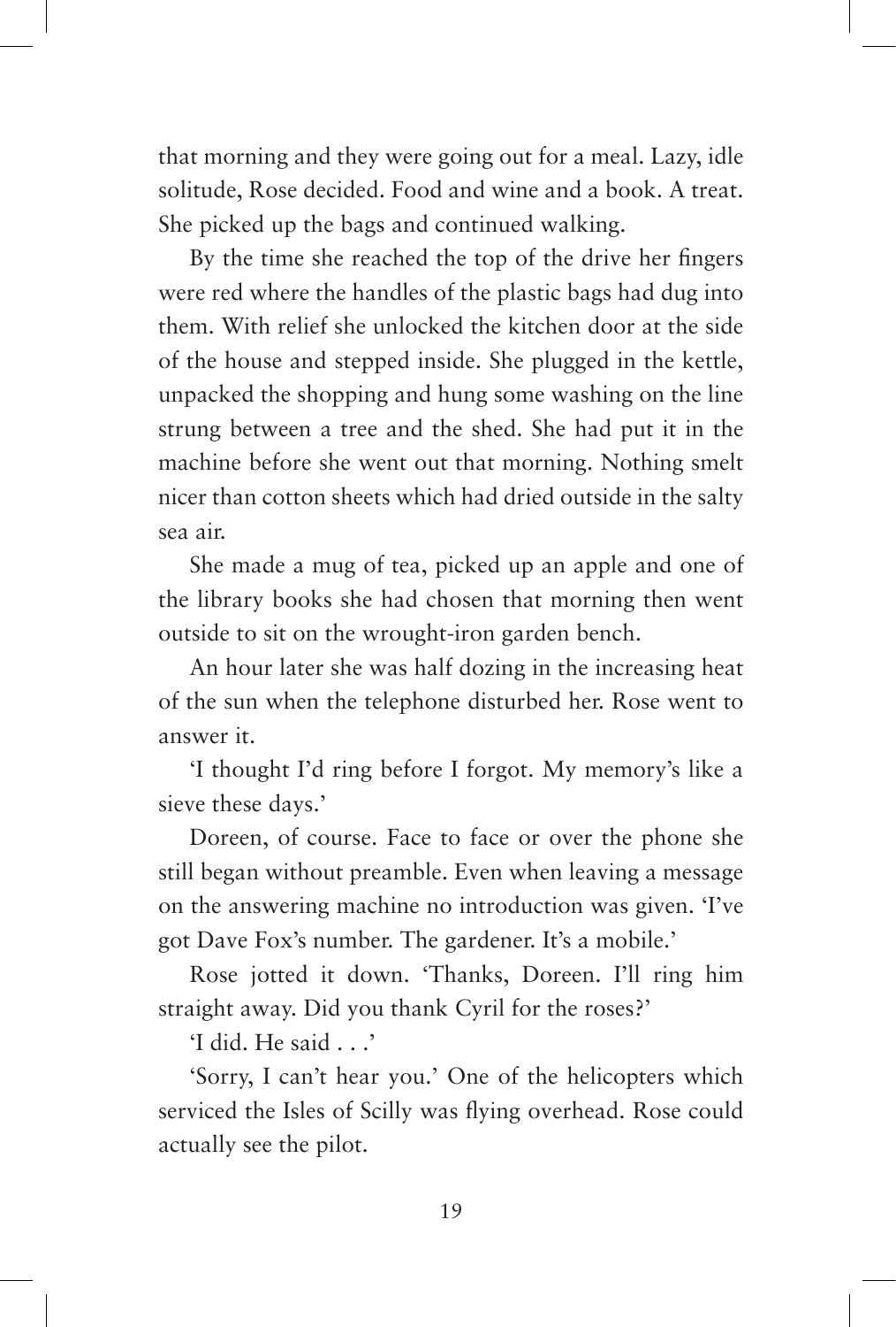that morning and they were going out for a meal. Lazy, idle solitude, Rose decided. Food and wine and a book. A treat. She picked up the bags and continued walking.

By the time she reached the top of the drive her fingers were red where the handles of the plastic bags had dug into them. With relief she unlocked the kitchen door at the side of the house and stepped inside. She plugged in the kettle, unpacked the shopping and hung some washing on the line strung between a tree and the shed. She had put it in the machine before she went out that morning. Nothing smelt nicer than cotton sheets which had dried outside in the salty sea air.

She made a mug of tea, picked up an apple and one of the library books she had chosen that morning then went outside to sit on the wrought-iron garden bench.

An hour later she was half dozing in the increasing heat of the sun when the telephone disturbed her. Rose went to answer it.

'I thought I'd ring before I forgot. My memory's like a sieve these days.'

Doreen, of course. Face to face or over the phone she still began without preamble. Even when leaving a message on the answering machine no introduction was given. 'I've got Dave Fox's number. The gardener. It's a mobile.'

Rose jotted it down. 'Thanks, Doreen. I'll ring him straight away. Did you thank Cyril for the roses?'

'I did. He said . . .'

'Sorry, I can't hear you.' One of the helicopters which serviced the Isles of Scilly was flying overhead. Rose could actually see the pilot.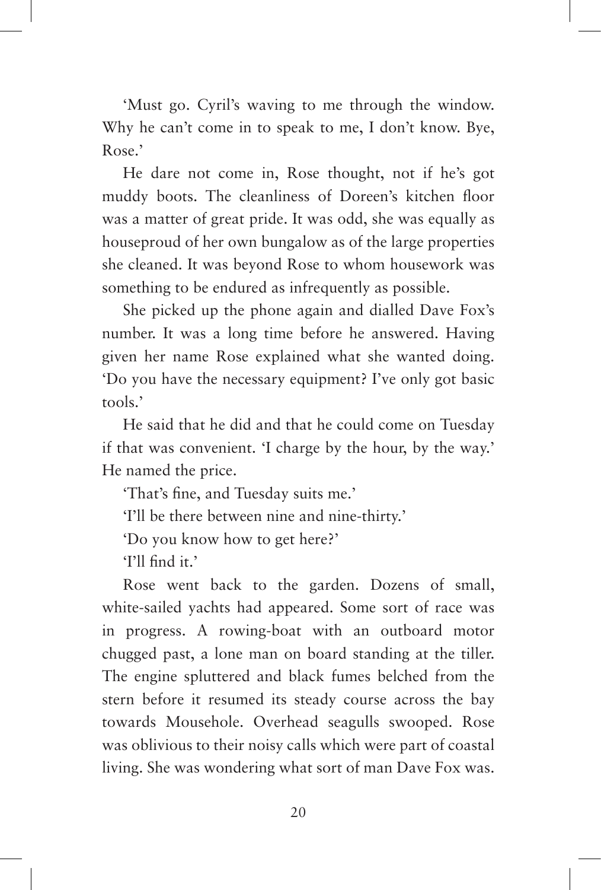'Must go. Cyril's waving to me through the window. Why he can't come in to speak to me, I don't know. Bye, Rose.'

He dare not come in, Rose thought, not if he's got muddy boots. The cleanliness of Doreen's kitchen floor was a matter of great pride. It was odd, she was equally as houseproud of her own bungalow as of the large properties she cleaned. It was beyond Rose to whom housework was something to be endured as infrequently as possible.

She picked up the phone again and dialled Dave Fox's number. It was a long time before he answered. Having given her name Rose explained what she wanted doing. 'Do you have the necessary equipment? I've only got basic tools.'

He said that he did and that he could come on Tuesday if that was convenient. 'I charge by the hour, by the way.' He named the price.

'That's fine, and Tuesday suits me.'

'I'll be there between nine and nine-thirty.'

'Do you know how to get here?'

'I'll find it.'

Rose went back to the garden. Dozens of small, white-sailed yachts had appeared. Some sort of race was in progress. A rowing-boat with an outboard motor chugged past, a lone man on board standing at the tiller. The engine spluttered and black fumes belched from the stern before it resumed its steady course across the bay towards Mousehole. Overhead seagulls swooped. Rose was oblivious to their noisy calls which were part of coastal living. She was wondering what sort of man Dave Fox was.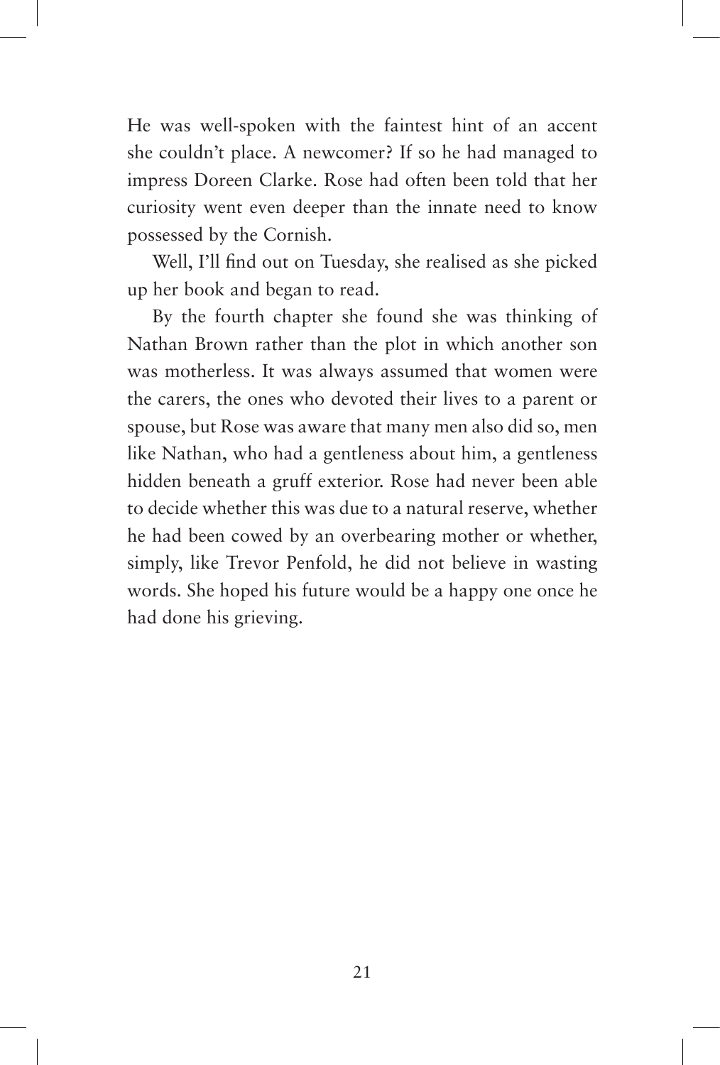He was well-spoken with the faintest hint of an accent she couldn't place. A newcomer? If so he had managed to impress Doreen Clarke. Rose had often been told that her curiosity went even deeper than the innate need to know possessed by the Cornish.

Well, I'll find out on Tuesday, she realised as she picked up her book and began to read.

By the fourth chapter she found she was thinking of Nathan Brown rather than the plot in which another son was motherless. It was always assumed that women were the carers, the ones who devoted their lives to a parent or spouse, but Rose was aware that many men also did so, men like Nathan, who had a gentleness about him, a gentleness hidden beneath a gruff exterior. Rose had never been able to decide whether this was due to a natural reserve, whether he had been cowed by an overbearing mother or whether, simply, like Trevor Penfold, he did not believe in wasting words. She hoped his future would be a happy one once he had done his grieving.